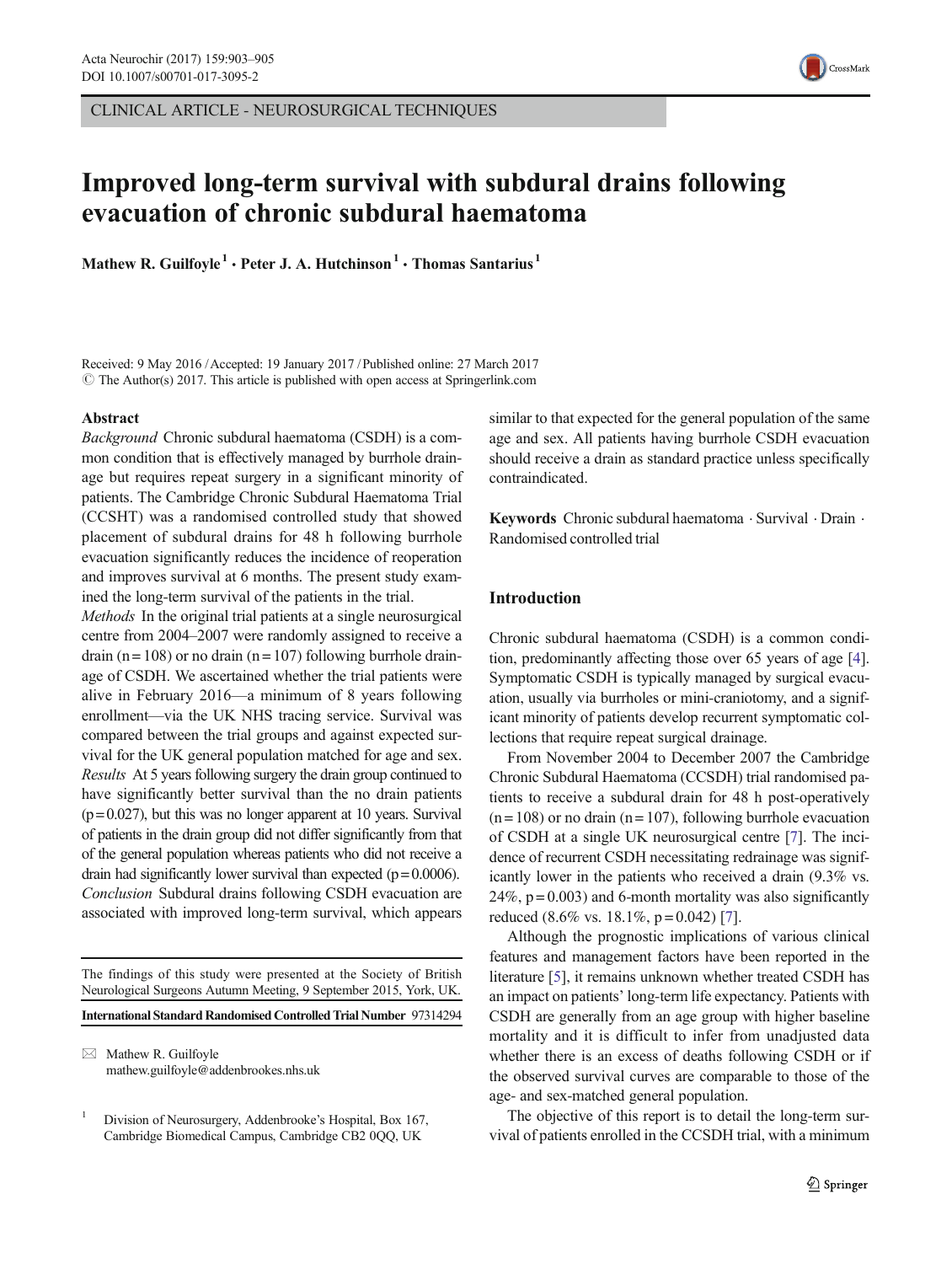CLINICAL ARTICLE - NEUROSURGICAL TECHNIQUES

# Improved long-term survival with subdural drains following evacuation of chronic subdural haematoma

**Mathew R. Guilfoyle**[1] **· Peter J. A. Hutchinson**[1] **· Thomas Santarius**[1]

Received: 9 May 2016 / Accepted: 19 January 2017 / Published online: 27 March 2017
© The Author(s) 2017. This article is published with open access at Springerlink.com

## Abstract

*Background* Chronic subdural haematoma (CSDH) is a common condition that is effectively managed by burrhole drainage but requires repeat surgery in a significant minority of patients. The Cambridge Chronic Subdural Haematoma Trial (CCSHT) was a randomised controlled study that showed placement of subdural drains for 48 h following burrhole evacuation significantly reduces the incidence of reoperation and improves survival at 6 months. The present study examined the long-term survival of the patients in the trial.

*Methods* In the original trial patients at a single neurosurgical centre from 2004–2007 were randomly assigned to receive a drain ($n = 108$) or no drain ($n = 107$) following burrhole drainage of CSDH. We ascertained whether the trial patients were alive in February 2016—a minimum of 8 years following enrollment—via the UK NHS tracing service. Survival was compared between the trial groups and against expected survival for the UK general population matched for age and sex.

*Results* At 5 years following surgery the drain group continued to have significantly better survival than the no drain patients ($p = 0.027$), but this was no longer apparent at 10 years. Survival of patients in the drain group did not differ significantly from that of the general population whereas patients who did not receive a drain had significantly lower survival than expected ($p = 0.0006$).

*Conclusion* Subdural drains following CSDH evacuation are associated with improved long-term survival, which appears similar to that expected for the general population of the same age and sex. All patients having burrhole CSDH evacuation should receive a drain as standard practice unless specifically contraindicated.

**Keywords** Chronic subdural haematoma · Survival · Drain · Randomised controlled trial

The findings of this study were presented at the Society of British Neurological Surgeons Autumn Meeting, 9 September 2015, York, UK.

**International Standard Randomised Controlled Trial Number** 97314294

✉ Mathew R. Guilfoyle
mathew.guilfoyle@addenbrookes.nhs.uk

[1] Division of Neurosurgery, Addenbrooke's Hospital, Box 167, Cambridge Biomedical Campus, Cambridge CB2 0QQ, UK

## Introduction

Chronic subdural haematoma (CSDH) is a common condition, predominantly affecting those over 65 years of age [4]. Symptomatic CSDH is typically managed by surgical evacuation, usually via burrholes or mini-craniotomy, and a significant minority of patients develop recurrent symptomatic collections that require repeat surgical drainage.

From November 2004 to December 2007 the Cambridge Chronic Subdural Haematoma (CCSDH) trial randomised patients to receive a subdural drain for 48 h post-operatively ($n = 108$) or no drain ($n = 107$), following burrhole evacuation of CSDH at a single UK neurosurgical centre [7]. The incidence of recurrent CSDH necessitating redrainage was significantly lower in the patients who received a drain (9.3% vs. 24%, $p = 0.003$) and 6-month mortality was also significantly reduced (8.6% vs. 18.1%, $p = 0.042$) [7].

Although the prognostic implications of various clinical features and management factors have been reported in the literature [5], it remains unknown whether treated CSDH has an impact on patients' long-term life expectancy. Patients with CSDH are generally from an age group with higher baseline mortality and it is difficult to infer from unadjusted data whether there is an excess of deaths following CSDH or if the observed survival curves are comparable to those of the age- and sex-matched general population.

The objective of this report is to detail the long-term survival of patients enrolled in the CCSDH trial, with a minimum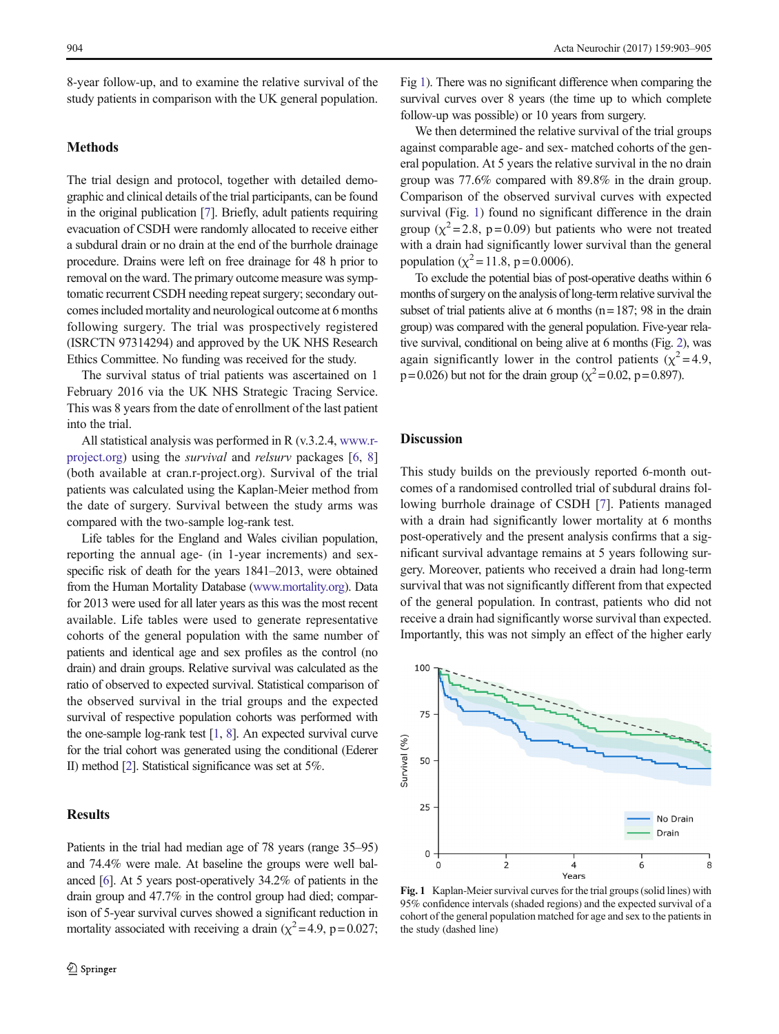8-year follow-up, and to examine the relative survival of the study patients in comparison with the UK general population.

## Methods

The trial design and protocol, together with detailed demographic and clinical details of the trial participants, can be found in the original publication [7]. Briefly, adult patients requiring evacuation of CSDH were randomly allocated to receive either a subdural drain or no drain at the end of the burrhole drainage procedure. Drains were left on free drainage for 48 h prior to removal on the ward. The primary outcome measure was symptomatic recurrent CSDH needing repeat surgery; secondary outcomes included mortality and neurological outcome at 6 months following surgery. The trial was prospectively registered (ISRCTN 97314294) and approved by the UK NHS Research Ethics Committee. No funding was received for the study.

The survival status of trial patients was ascertained on 1 February 2016 via the UK NHS Strategic Tracing Service. This was 8 years from the date of enrollment of the last patient into the trial.

All statistical analysis was performed in R (v.3.2.4, www.r-project.org) using the *survival* and *relsurv* packages [6, 8] (both available at cran.r-project.org). Survival of the trial patients was calculated using the Kaplan-Meier method from the date of surgery. Survival between the study arms was compared with the two-sample log-rank test.

Life tables for the England and Wales civilian population, reporting the annual age- (in 1-year increments) and sex-specific risk of death for the years 1841–2013, were obtained from the Human Mortality Database (www.mortality.org). Data for 2013 were used for all later years as this was the most recent available. Life tables were used to generate representative cohorts of the general population with the same number of patients and identical age and sex profiles as the control (no drain) and drain groups. Relative survival was calculated as the ratio of observed to expected survival. Statistical comparison of the observed survival in the trial groups and the expected survival of respective population cohorts was performed with the one-sample log-rank test [1, 8]. An expected survival curve for the trial cohort was generated using the conditional (Ederer II) method [2]. Statistical significance was set at 5%.

## Results

Patients in the trial had median age of 78 years (range 35–95) and 74.4% were male. At baseline the groups were well balanced [6]. At 5 years post-operatively 34.2% of patients in the drain group and 47.7% in the control group had died; comparison of 5-year survival curves showed a significant reduction in mortality associated with receiving a drain ($\chi^2 = 4.9$, $p = 0.027$; Fig 1). There was no significant difference when comparing the survival curves over 8 years (the time up to which complete follow-up was possible) or 10 years from surgery.

We then determined the relative survival of the trial groups against comparable age- and sex- matched cohorts of the general population. At 5 years the relative survival in the no drain group was 77.6% compared with 89.8% in the drain group. Comparison of the observed survival curves with expected survival (Fig. 1) found no significant difference in the drain group ($\chi^2 = 2.8$, $p = 0.09$) but patients who were not treated with a drain had significantly lower survival than the general population ($\chi^2 = 11.8$, $p = 0.0006$).

To exclude the potential bias of post-operative deaths within 6 months of surgery on the analysis of long-term relative survival the subset of trial patients alive at 6 months (n = 187; 98 in the drain group) was compared with the general population. Five-year relative survival, conditional on being alive at 6 months (Fig. 2), was again significantly lower in the control patients ($\chi^2 = 4.9$, $p = 0.026$) but not for the drain group ($\chi^2 = 0.02$, $p = 0.897$).

## Discussion

This study builds on the previously reported 6-month outcomes of a randomised controlled trial of subdural drains following burrhole drainage of CSDH [7]. Patients managed with a drain had significantly lower mortality at 6 months post-operatively and the present analysis confirms that a significant survival advantage remains at 5 years following surgery. Moreover, patients who received a drain had long-term survival that was not significantly different from that expected of the general population. In contrast, patients who did not receive a drain had significantly worse survival than expected. Importantly, this was not simply an effect of the higher early

**Fig. 1** Kaplan-Meier survival curves for the trial groups (solid lines) with 95% confidence intervals (shaded regions) and the expected survival of a cohort of the general population matched for age and sex to the patients in the study (dashed line)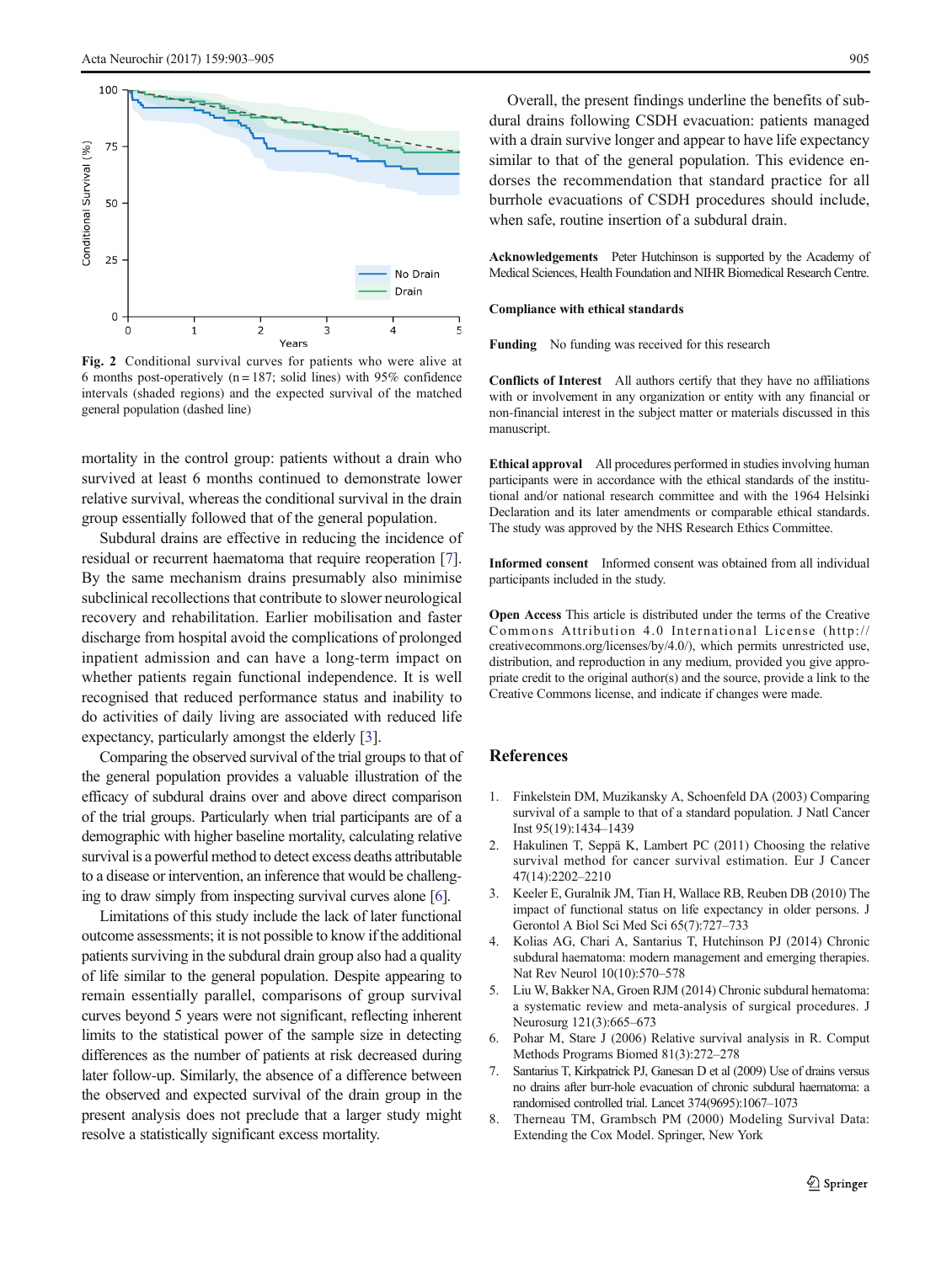100

75

50

25

0

Conditional Survival (%)

0 1 2 3 4 5

Years

No Drain

Drain

**Fig. 2** Conditional survival curves for patients who were alive at 6 months post-operatively (n = 187; solid lines) with 95% confidence intervals (shaded regions) and the expected survival of the matched general population (dashed line)

mortality in the control group: patients without a drain who survived at least 6 months continued to demonstrate lower relative survival, whereas the conditional survival in the drain group essentially followed that of the general population.

Subdural drains are effective in reducing the incidence of residual or recurrent haematoma that require reoperation [7]. By the same mechanism drains presumably also minimise subclinical recollections that contribute to slower neurological recovery and rehabilitation. Earlier mobilisation and faster discharge from hospital avoid the complications of prolonged inpatient admission and can have a long-term impact on whether patients regain functional independence. It is well recognised that reduced performance status and inability to do activities of daily living are associated with reduced life expectancy, particularly amongst the elderly [3].

Comparing the observed survival of the trial groups to that of the general population provides a valuable illustration of the efficacy of subdural drains over and above direct comparison of the trial groups. Particularly when trial participants are of a demographic with higher baseline mortality, calculating relative survival is a powerful method to detect excess deaths attributable to a disease or intervention, an inference that would be challenging to draw simply from inspecting survival curves alone [6].

Limitations of this study include the lack of later functional outcome assessments; it is not possible to know if the additional patients surviving in the subdural drain group also had a quality of life similar to the general population. Despite appearing to remain essentially parallel, comparisons of group survival curves beyond 5 years were not significant, reflecting inherent limits to the statistical power of the sample size in detecting differences as the number of patients at risk decreased during later follow-up. Similarly, the absence of a difference between the observed and expected survival of the drain group in the present analysis does not preclude that a larger study might resolve a statistically significant excess mortality.

Overall, the present findings underline the benefits of subdural drains following CSDH evacuation: patients managed with a drain survive longer and appear to have life expectancy similar to that of the general population. This evidence endorses the recommendation that standard practice for all burrhole evacuations of CSDH procedures should include, when safe, routine insertion of a subdural drain.

**Acknowledgements** Peter Hutchinson is supported by the Academy of Medical Sciences, Health Foundation and NIHR Biomedical Research Centre.

**Compliance with ethical standards**

**Funding** No funding was received for this research

**Conflicts of Interest** All authors certify that they have no affiliations with or involvement in any organization or entity with any financial or non-financial interest in the subject matter or materials discussed in this manuscript.

**Ethical approval** All procedures performed in studies involving human participants were in accordance with the ethical standards of the institutional and/or national research committee and with the 1964 Helsinki Declaration and its later amendments or comparable ethical standards. The study was approved by the NHS Research Ethics Committee.

**Informed consent** Informed consent was obtained from all individual participants included in the study.

**Open Access** This article is distributed under the terms of the Creative Commons Attribution 4.0 International License (http://creativecommons.org/licenses/by/4.0/), which permits unrestricted use, distribution, and reproduction in any medium, provided you give appropriate credit to the original author(s) and the source, provide a link to the Creative Commons license, and indicate if changes were made.

## References

1. Finkelstein DM, Muzikansky A, Schoenfeld DA (2003) Comparing survival of a sample to that of a standard population. J Natl Cancer Inst 95(19):1434–1439
2. Hakulinen T, Seppä K, Lambert PC (2011) Choosing the relative survival method for cancer survival estimation. Eur J Cancer 47(14):2202–2210
3. Keeler E, Guralnik JM, Tian H, Wallace RB, Reuben DB (2010) The impact of functional status on life expectancy in older persons. J Gerontol A Biol Sci Med Sci 65(7):727–733
4. Kolias AG, Chari A, Santarius T, Hutchinson PJ (2014) Chronic subdural haematoma: modern management and emerging therapies. Nat Rev Neurol 10(10):570–578
5. Liu W, Bakker NA, Groen RJM (2014) Chronic subdural hematoma: a systematic review and meta-analysis of surgical procedures. J Neurosurg 121(3):665–673
6. Pohar M, Stare J (2006) Relative survival analysis in R. Comput Methods Programs Biomed 81(3):272–278
7. Santarius T, Kirkpatrick PJ, Ganesan D et al (2009) Use of drains versus no drains after burr-hole evacuation of chronic subdural haematoma: a randomised controlled trial. Lancet 374(9695):1067–1073
8. Therneau TM, Grambsch PM (2000) Modeling Survival Data: Extending the Cox Model. Springer, New York